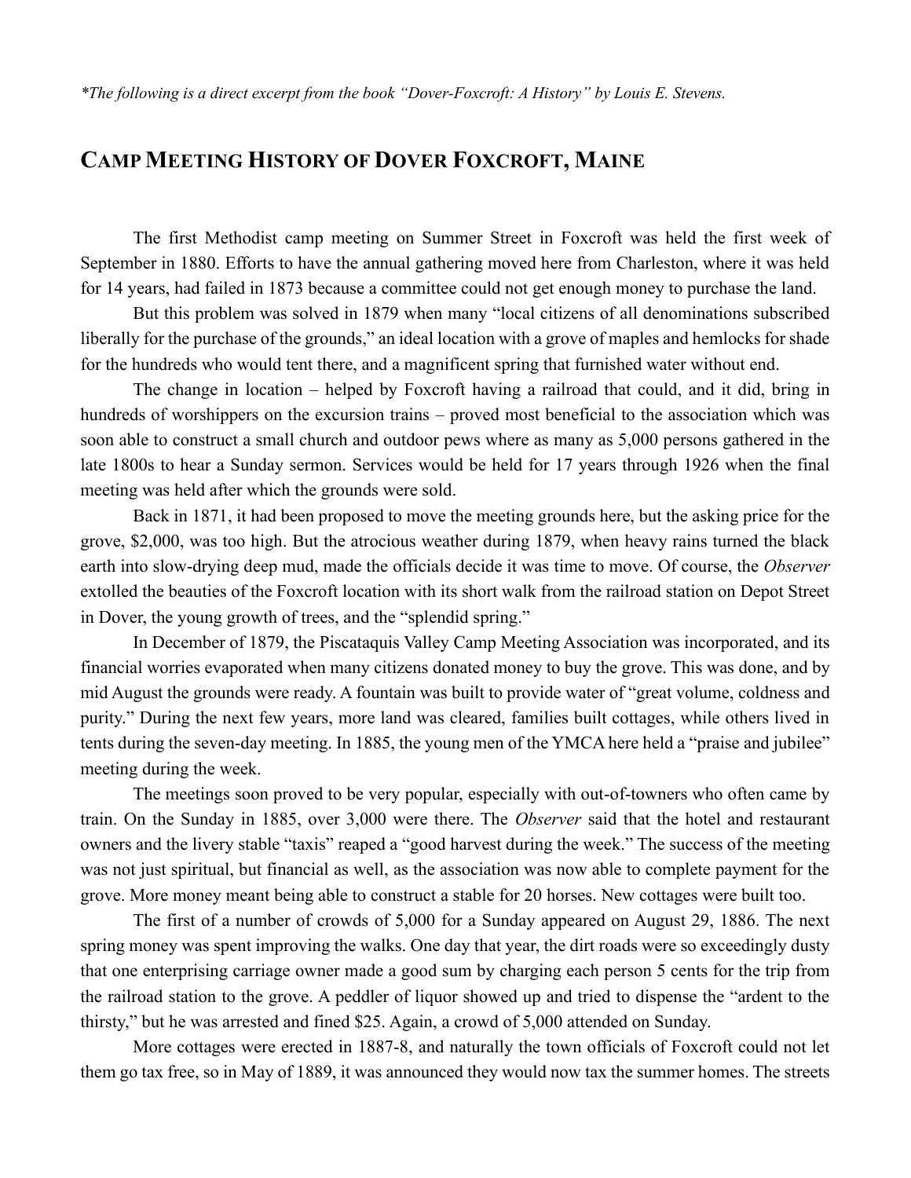*\*The following is a direct excerpt from the book "Dover-Foxcroft: A History" by Louis E. Stevens.*

## CAMP MEETING HISTORY OF DOVER FOXCROFT, MAINE

The first Methodist camp meeting on Summer Street in Foxcroft was held the first week of September in 1880. Efforts to have the annual gathering moved here from Charleston, where it was held for 14 years, had failed in 1873 because a committee could not get enough money to purchase the land.

But this problem was solved in 1879 when many "local citizens of all denominations subscribed liberally for the purchase of the grounds," an ideal location with a grove of maples and hemlocks for shade for the hundreds who would tent there, and a magnificent spring that furnished water without end.

The change in location – helped by Foxcroft having a railroad that could, and it did, bring in hundreds of worshippers on the excursion trains – proved most beneficial to the association which was soon able to construct a small church and outdoor pews where as many as 5,000 persons gathered in the late 1800s to hear a Sunday sermon. Services would be held for 17 years through 1926 when the final meeting was held after which the grounds were sold.

Back in 1871, it had been proposed to move the meeting grounds here, but the asking price for the grove, $2,000, was too high. But the atrocious weather during 1879, when heavy rains turned the black earth into slow-drying deep mud, made the officials decide it was time to move. Of course, the *Observer* extolled the beauties of the Foxcroft location with its short walk from the railroad station on Depot Street in Dover, the young growth of trees, and the "splendid spring."

In December of 1879, the Piscataquis Valley Camp Meeting Association was incorporated, and its financial worries evaporated when many citizens donated money to buy the grove. This was done, and by mid August the grounds were ready. A fountain was built to provide water of "great volume, coldness and purity." During the next few years, more land was cleared, families built cottages, while others lived in tents during the seven-day meeting. In 1885, the young men of the YMCA here held a "praise and jubilee" meeting during the week.

The meetings soon proved to be very popular, especially with out-of-towners who often came by train. On the Sunday in 1885, over 3,000 were there. The *Observer* said that the hotel and restaurant owners and the livery stable "taxis" reaped a "good harvest during the week." The success of the meeting was not just spiritual, but financial as well, as the association was now able to complete payment for the grove. More money meant being able to construct a stable for 20 horses. New cottages were built too.

The first of a number of crowds of 5,000 for a Sunday appeared on August 29, 1886. The next spring money was spent improving the walks. One day that year, the dirt roads were so exceedingly dusty that one enterprising carriage owner made a good sum by charging each person 5 cents for the trip from the railroad station to the grove. A peddler of liquor showed up and tried to dispense the "ardent to the thirsty," but he was arrested and fined $25. Again, a crowd of 5,000 attended on Sunday.

More cottages were erected in 1887-8, and naturally the town officials of Foxcroft could not let them go tax free, so in May of 1889, it was announced they would now tax the summer homes. The streets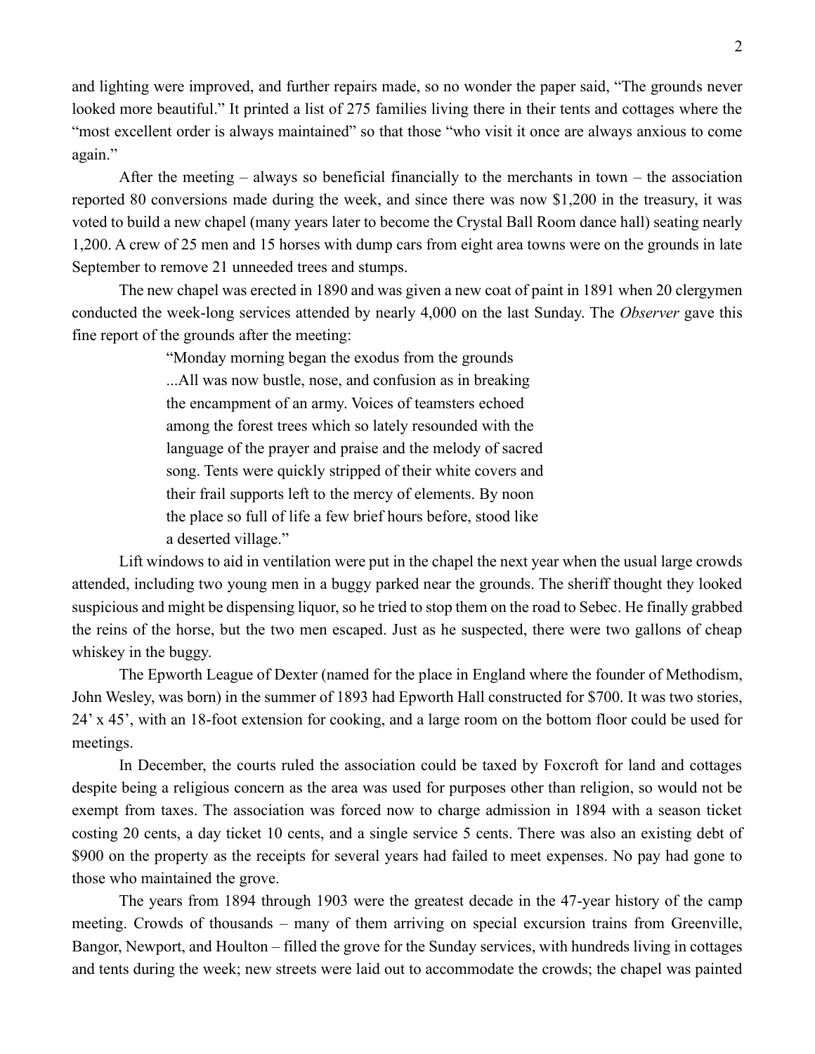and lighting were improved, and further repairs made, so no wonder the paper said, "The grounds never looked more beautiful." It printed a list of 275 families living there in their tents and cottages where the "most excellent order is always maintained" so that those "who visit it once are always anxious to come again."

After the meeting – always so beneficial financially to the merchants in town – the association reported 80 conversions made during the week, and since there was now $1,200 in the treasury, it was voted to build a new chapel (many years later to become the Crystal Ball Room dance hall) seating nearly 1,200. A crew of 25 men and 15 horses with dump cars from eight area towns were on the grounds in late September to remove 21 unneeded trees and stumps.

The new chapel was erected in 1890 and was given a new coat of paint in 1891 when 20 clergymen conducted the week-long services attended by nearly 4,000 on the last Sunday. The *Observer* gave this fine report of the grounds after the meeting:

> "Monday morning began the exodus from the grounds ...All was now bustle, nose, and confusion as in breaking the encampment of an army. Voices of teamsters echoed among the forest trees which so lately resounded with the language of the prayer and praise and the melody of sacred song. Tents were quickly stripped of their white covers and their frail supports left to the mercy of elements. By noon the place so full of life a few brief hours before, stood like a deserted village."

Lift windows to aid in ventilation were put in the chapel the next year when the usual large crowds attended, including two young men in a buggy parked near the grounds. The sheriff thought they looked suspicious and might be dispensing liquor, so he tried to stop them on the road to Sebec. He finally grabbed the reins of the horse, but the two men escaped. Just as he suspected, there were two gallons of cheap whiskey in the buggy.

The Epworth League of Dexter (named for the place in England where the founder of Methodism, John Wesley, was born) in the summer of 1893 had Epworth Hall constructed for $700. It was two stories, 24' x 45', with an 18-foot extension for cooking, and a large room on the bottom floor could be used for meetings.

In December, the courts ruled the association could be taxed by Foxcroft for land and cottages despite being a religious concern as the area was used for purposes other than religion, so would not be exempt from taxes. The association was forced now to charge admission in 1894 with a season ticket costing 20 cents, a day ticket 10 cents, and a single service 5 cents. There was also an existing debt of $900 on the property as the receipts for several years had failed to meet expenses. No pay had gone to those who maintained the grove.

The years from 1894 through 1903 were the greatest decade in the 47-year history of the camp meeting. Crowds of thousands – many of them arriving on special excursion trains from Greenville, Bangor, Newport, and Houlton – filled the grove for the Sunday services, with hundreds living in cottages and tents during the week; new streets were laid out to accommodate the crowds; the chapel was painted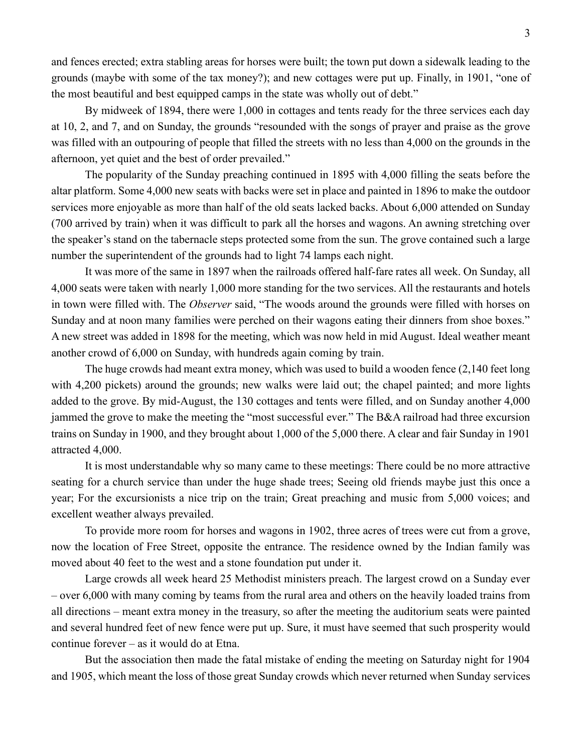and fences erected; extra stabling areas for horses were built; the town put down a sidewalk leading to the grounds (maybe with some of the tax money?); and new cottages were put up. Finally, in 1901, "one of the most beautiful and best equipped camps in the state was wholly out of debt."

By midweek of 1894, there were 1,000 in cottages and tents ready for the three services each day at 10, 2, and 7, and on Sunday, the grounds "resounded with the songs of prayer and praise as the grove was filled with an outpouring of people that filled the streets with no less than 4,000 on the grounds in the afternoon, yet quiet and the best of order prevailed."

The popularity of the Sunday preaching continued in 1895 with 4,000 filling the seats before the altar platform. Some 4,000 new seats with backs were set in place and painted in 1896 to make the outdoor services more enjoyable as more than half of the old seats lacked backs. About 6,000 attended on Sunday (700 arrived by train) when it was difficult to park all the horses and wagons. An awning stretching over the speaker's stand on the tabernacle steps protected some from the sun. The grove contained such a large number the superintendent of the grounds had to light 74 lamps each night.

It was more of the same in 1897 when the railroads offered half-fare rates all week. On Sunday, all 4,000 seats were taken with nearly 1,000 more standing for the two services. All the restaurants and hotels in town were filled with. The *Observer* said, "The woods around the grounds were filled with horses on Sunday and at noon many families were perched on their wagons eating their dinners from shoe boxes." A new street was added in 1898 for the meeting, which was now held in mid August. Ideal weather meant another crowd of 6,000 on Sunday, with hundreds again coming by train.

The huge crowds had meant extra money, which was used to build a wooden fence (2,140 feet long with 4,200 pickets) around the grounds; new walks were laid out; the chapel painted; and more lights added to the grove. By mid-August, the 130 cottages and tents were filled, and on Sunday another 4,000 jammed the grove to make the meeting the "most successful ever." The B&A railroad had three excursion trains on Sunday in 1900, and they brought about 1,000 of the 5,000 there. A clear and fair Sunday in 1901 attracted 4,000.

It is most understandable why so many came to these meetings: There could be no more attractive seating for a church service than under the huge shade trees; Seeing old friends maybe just this once a year; For the excursionists a nice trip on the train; Great preaching and music from 5,000 voices; and excellent weather always prevailed.

To provide more room for horses and wagons in 1902, three acres of trees were cut from a grove, now the location of Free Street, opposite the entrance. The residence owned by the Indian family was moved about 40 feet to the west and a stone foundation put under it.

Large crowds all week heard 25 Methodist ministers preach. The largest crowd on a Sunday ever – over 6,000 with many coming by teams from the rural area and others on the heavily loaded trains from all directions – meant extra money in the treasury, so after the meeting the auditorium seats were painted and several hundred feet of new fence were put up. Sure, it must have seemed that such prosperity would continue forever – as it would do at Etna.

But the association then made the fatal mistake of ending the meeting on Saturday night for 1904 and 1905, which meant the loss of those great Sunday crowds which never returned when Sunday services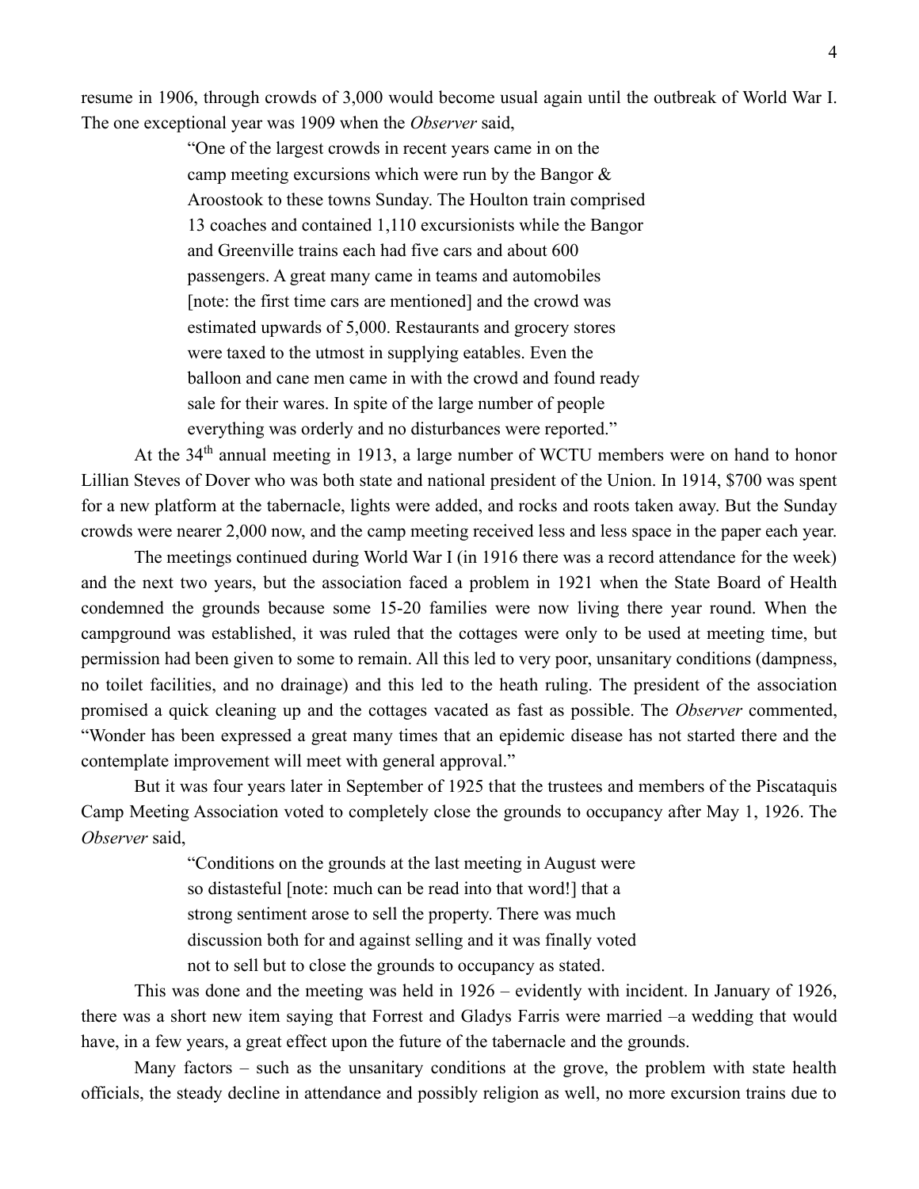resume in 1906, through crowds of 3,000 would become usual again until the outbreak of World War I. The one exceptional year was 1909 when the *Observer* said,

> "One of the largest crowds in recent years came in on the camp meeting excursions which were run by the Bangor & Aroostook to these towns Sunday. The Houlton train comprised 13 coaches and contained 1,110 excursionists while the Bangor and Greenville trains each had five cars and about 600 passengers. A great many came in teams and automobiles [note: the first time cars are mentioned] and the crowd was estimated upwards of 5,000. Restaurants and grocery stores were taxed to the utmost in supplying eatables. Even the balloon and cane men came in with the crowd and found ready sale for their wares. In spite of the large number of people everything was orderly and no disturbances were reported."

At the 34th annual meeting in 1913, a large number of WCTU members were on hand to honor Lillian Steves of Dover who was both state and national president of the Union. In 1914, $700 was spent for a new platform at the tabernacle, lights were added, and rocks and roots taken away. But the Sunday crowds were nearer 2,000 now, and the camp meeting received less and less space in the paper each year.

The meetings continued during World War I (in 1916 there was a record attendance for the week) and the next two years, but the association faced a problem in 1921 when the State Board of Health condemned the grounds because some 15-20 families were now living there year round. When the campground was established, it was ruled that the cottages were only to be used at meeting time, but permission had been given to some to remain. All this led to very poor, unsanitary conditions (dampness, no toilet facilities, and no drainage) and this led to the heath ruling. The president of the association promised a quick cleaning up and the cottages vacated as fast as possible. The *Observer* commented, "Wonder has been expressed a great many times that an epidemic disease has not started there and the contemplate improvement will meet with general approval."

But it was four years later in September of 1925 that the trustees and members of the Piscataquis Camp Meeting Association voted to completely close the grounds to occupancy after May 1, 1926. The *Observer* said,

> "Conditions on the grounds at the last meeting in August were so distasteful [note: much can be read into that word!] that a strong sentiment arose to sell the property. There was much discussion both for and against selling and it was finally voted not to sell but to close the grounds to occupancy as stated.

This was done and the meeting was held in 1926 – evidently with incident. In January of 1926, there was a short new item saying that Forrest and Gladys Farris were married –a wedding that would have, in a few years, a great effect upon the future of the tabernacle and the grounds.

Many factors – such as the unsanitary conditions at the grove, the problem with state health officials, the steady decline in attendance and possibly religion as well, no more excursion trains due to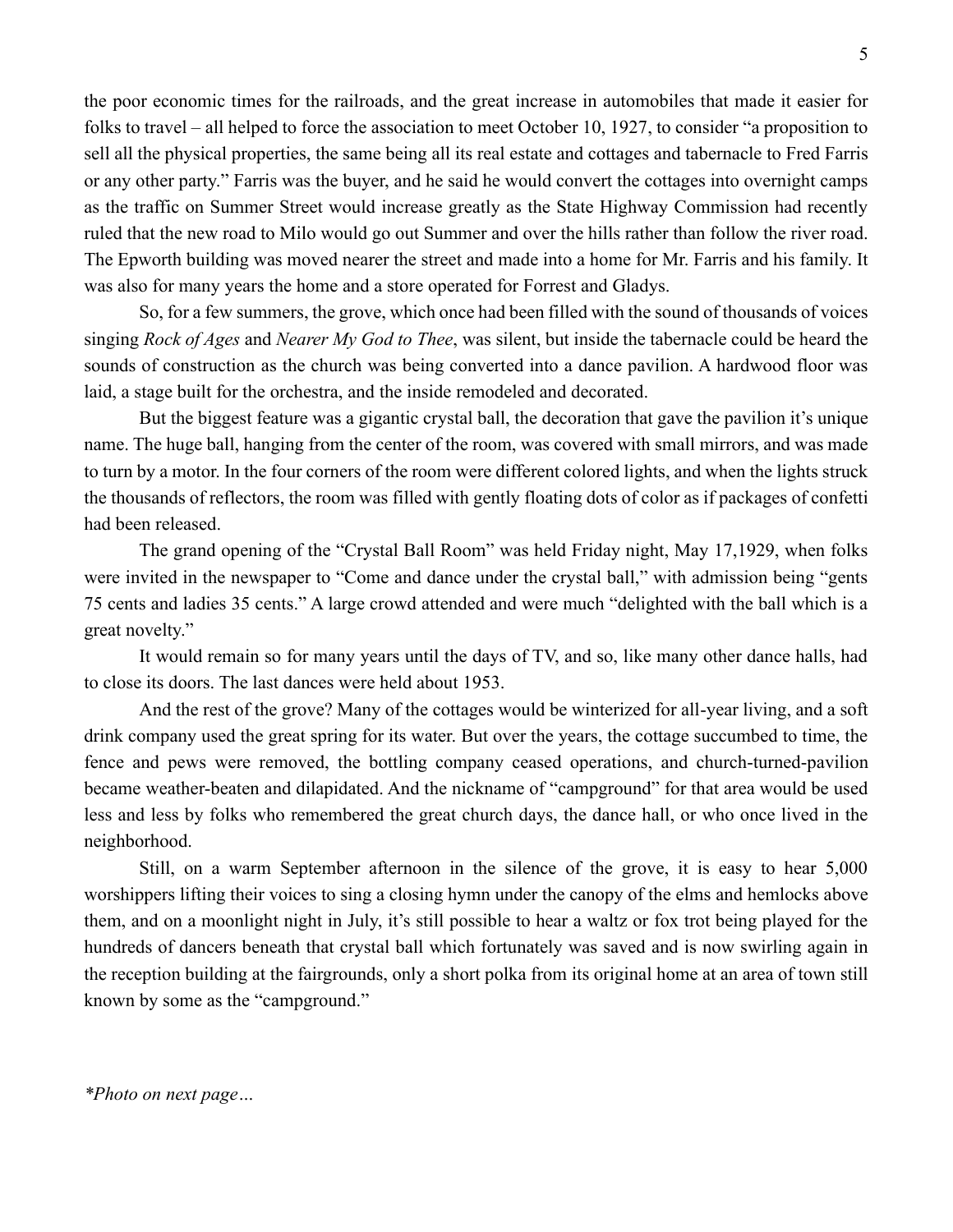the poor economic times for the railroads, and the great increase in automobiles that made it easier for folks to travel – all helped to force the association to meet October 10, 1927, to consider "a proposition to sell all the physical properties, the same being all its real estate and cottages and tabernacle to Fred Farris or any other party." Farris was the buyer, and he said he would convert the cottages into overnight camps as the traffic on Summer Street would increase greatly as the State Highway Commission had recently ruled that the new road to Milo would go out Summer and over the hills rather than follow the river road. The Epworth building was moved nearer the street and made into a home for Mr. Farris and his family. It was also for many years the home and a store operated for Forrest and Gladys.

So, for a few summers, the grove, which once had been filled with the sound of thousands of voices singing *Rock of Ages* and *Nearer My God to Thee*, was silent, but inside the tabernacle could be heard the sounds of construction as the church was being converted into a dance pavilion. A hardwood floor was laid, a stage built for the orchestra, and the inside remodeled and decorated.

But the biggest feature was a gigantic crystal ball, the decoration that gave the pavilion it's unique name. The huge ball, hanging from the center of the room, was covered with small mirrors, and was made to turn by a motor. In the four corners of the room were different colored lights, and when the lights struck the thousands of reflectors, the room was filled with gently floating dots of color as if packages of confetti had been released.

The grand opening of the "Crystal Ball Room" was held Friday night, May 17,1929, when folks were invited in the newspaper to "Come and dance under the crystal ball," with admission being "gents 75 cents and ladies 35 cents." A large crowd attended and were much "delighted with the ball which is a great novelty."

It would remain so for many years until the days of TV, and so, like many other dance halls, had to close its doors. The last dances were held about 1953.

And the rest of the grove? Many of the cottages would be winterized for all-year living, and a soft drink company used the great spring for its water. But over the years, the cottage succumbed to time, the fence and pews were removed, the bottling company ceased operations, and church-turned-pavilion became weather-beaten and dilapidated. And the nickname of "campground" for that area would be used less and less by folks who remembered the great church days, the dance hall, or who once lived in the neighborhood.

Still, on a warm September afternoon in the silence of the grove, it is easy to hear 5,000 worshippers lifting their voices to sing a closing hymn under the canopy of the elms and hemlocks above them, and on a moonlight night in July, it's still possible to hear a waltz or fox trot being played for the hundreds of dancers beneath that crystal ball which fortunately was saved and is now swirling again in the reception building at the fairgrounds, only a short polka from its original home at an area of town still known by some as the "campground."

*\*Photo on next page…*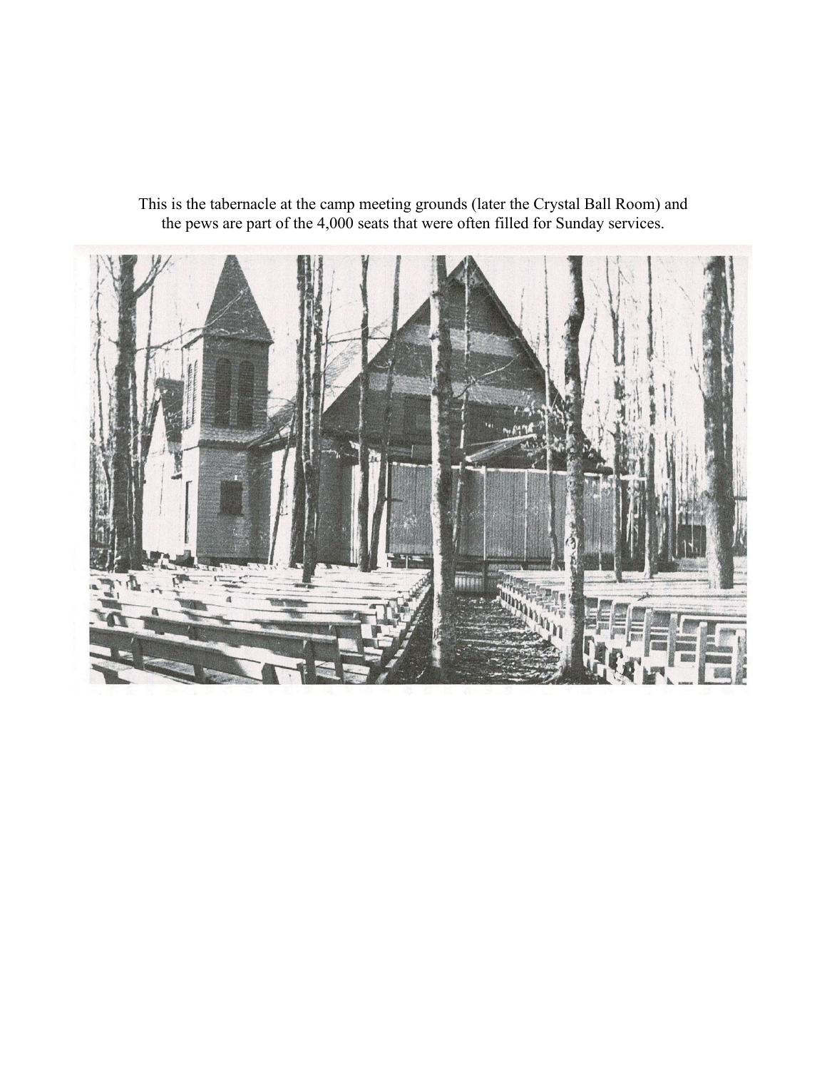This is the tabernacle at the camp meeting grounds (later the Crystal Ball Room) and the pews are part of the 4,000 seats that were often filled for Sunday services.